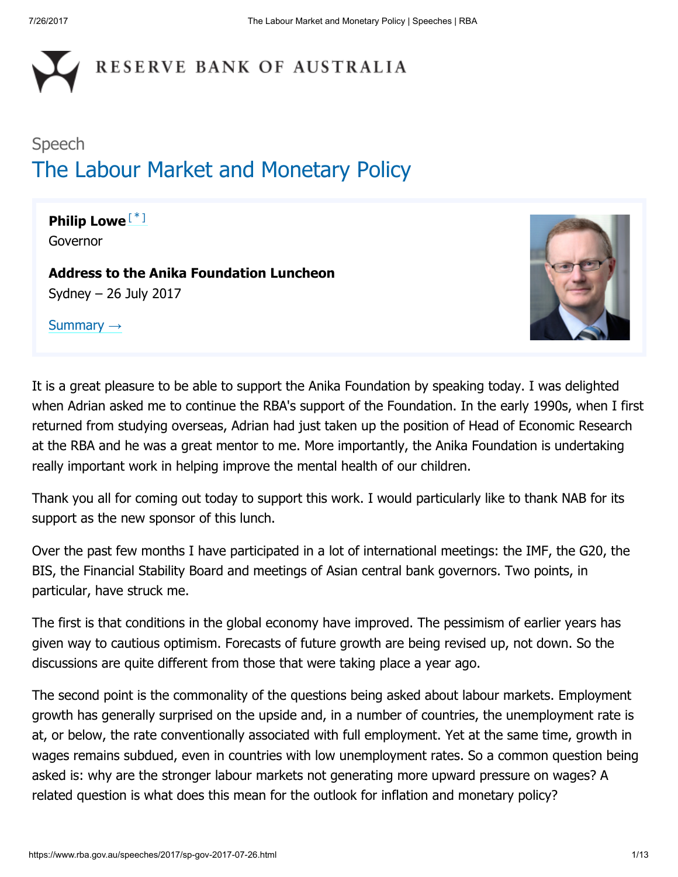Speech

# The Labour Market and Monetary Policy

**Philip Lowe** [*]
Governor

**Address to the Anika Foundation Luncheon**
Sydney – 26 July 2017

Summary →

It is a great pleasure to be able to support the Anika Foundation by speaking today. I was delighted when Adrian asked me to continue the RBA's support of the Foundation. In the early 1990s, when I first returned from studying overseas, Adrian had just taken up the position of Head of Economic Research at the RBA and he was a great mentor to me. More importantly, the Anika Foundation is undertaking really important work in helping improve the mental health of our children.

Thank you all for coming out today to support this work. I would particularly like to thank NAB for its support as the new sponsor of this lunch.

Over the past few months I have participated in a lot of international meetings: the IMF, the G20, the BIS, the Financial Stability Board and meetings of Asian central bank governors. Two points, in particular, have struck me.

The first is that conditions in the global economy have improved. The pessimism of earlier years has given way to cautious optimism. Forecasts of future growth are being revised up, not down. So the discussions are quite different from those that were taking place a year ago.

The second point is the commonality of the questions being asked about labour markets. Employment growth has generally surprised on the upside and, in a number of countries, the unemployment rate is at, or below, the rate conventionally associated with full employment. Yet at the same time, growth in wages remains subdued, even in countries with low unemployment rates. So a common question being asked is: why are the stronger labour markets not generating more upward pressure on wages? A related question is what does this mean for the outlook for inflation and monetary policy?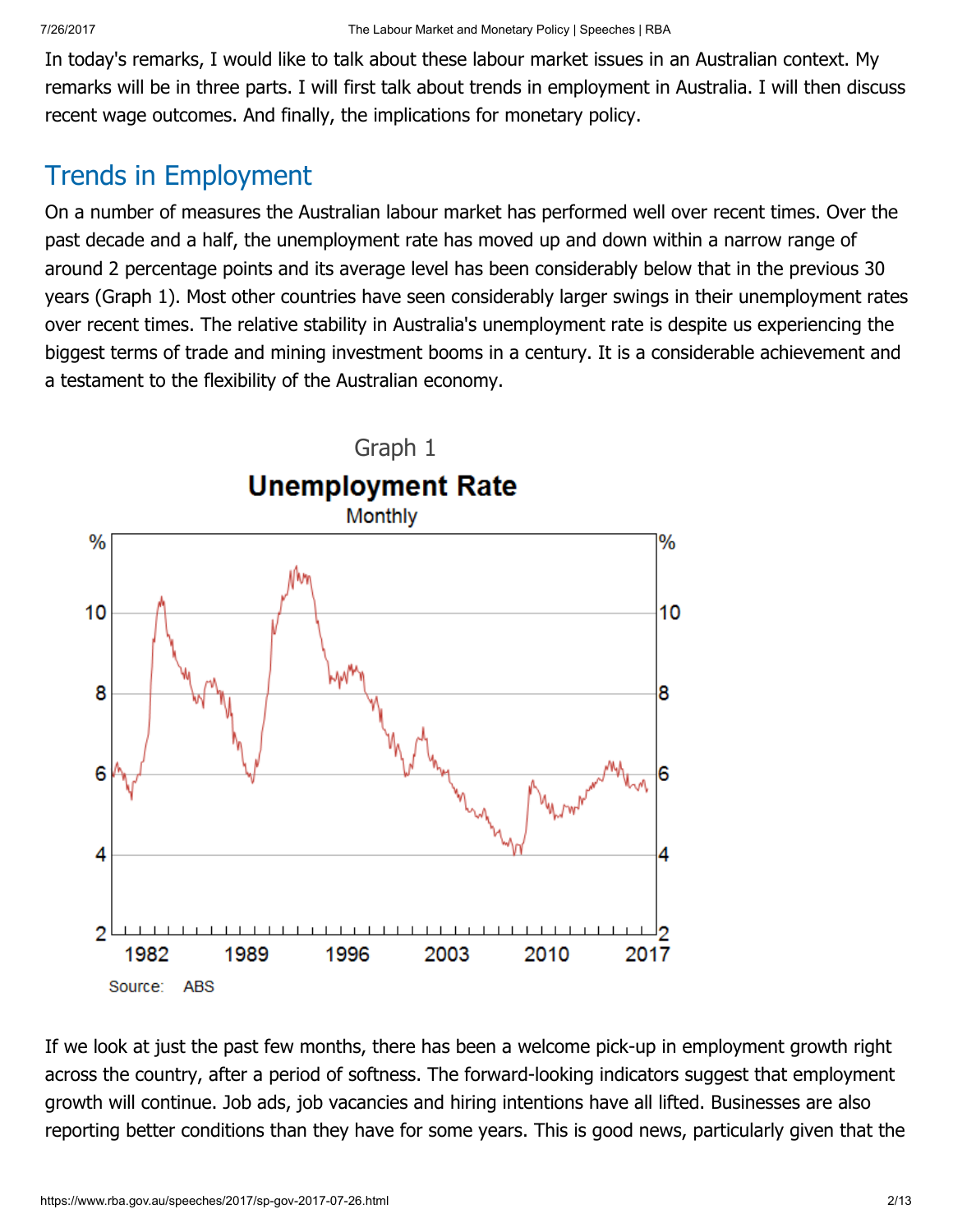In today's remarks, I would like to talk about these labour market issues in an Australian context. My remarks will be in three parts. I will first talk about trends in employment in Australia. I will then discuss recent wage outcomes. And finally, the implications for monetary policy.

## Trends in Employment

On a number of measures the Australian labour market has performed well over recent times. Over the past decade and a half, the unemployment rate has moved up and down within a narrow range of around 2 percentage points and its average level has been considerably below that in the previous 30 years (Graph 1). Most other countries have seen considerably larger swings in their unemployment rates over recent times. The relative stability in Australia's unemployment rate is despite us experiencing the biggest terms of trade and mining investment booms in a century. It is a considerable achievement and a testament to the flexibility of the Australian economy.

Graph 1

**Unemployment Rate**

Monthly

Source: ABS

If we look at just the past few months, there has been a welcome pick-up in employment growth right across the country, after a period of softness. The forward-looking indicators suggest that employment growth will continue. Job ads, job vacancies and hiring intentions have all lifted. Businesses are also reporting better conditions than they have for some years. This is good news, particularly given that the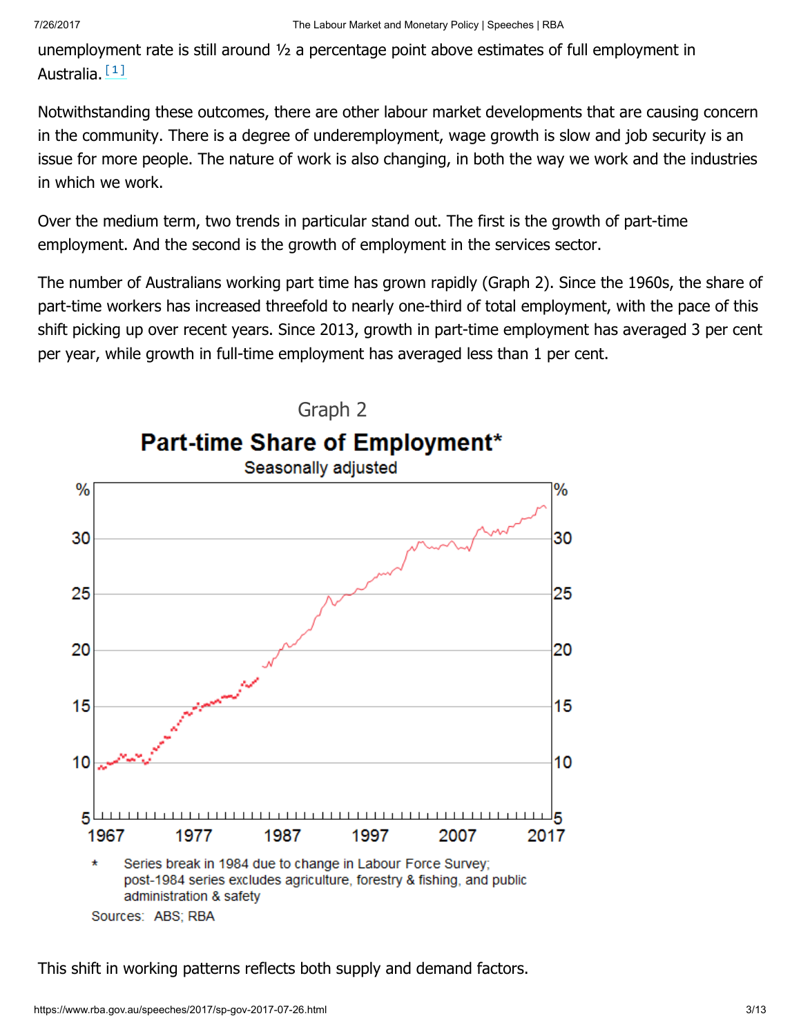unemployment rate is still around ½ a percentage point above estimates of full employment in Australia. [1]

Notwithstanding these outcomes, there are other labour market developments that are causing concern in the community. There is a degree of underemployment, wage growth is slow and job security is an issue for more people. The nature of work is also changing, in both the way we work and the industries in which we work.

Over the medium term, two trends in particular stand out. The first is the growth of part-time employment. And the second is the growth of employment in the services sector.

The number of Australians working part time has grown rapidly (Graph 2). Since the 1960s, the share of part-time workers has increased threefold to nearly one-third of total employment, with the pace of this shift picking up over recent years. Since 2013, growth in part-time employment has averaged 3 per cent per year, while growth in full-time employment has averaged less than 1 per cent.

Graph 2

**Part-time Share of Employment***

Seasonally adjusted

\* Series break in 1984 due to change in Labour Force Survey; post-1984 series excludes agriculture, forestry & fishing, and public administration & safety

Sources: ABS; RBA

This shift in working patterns reflects both supply and demand factors.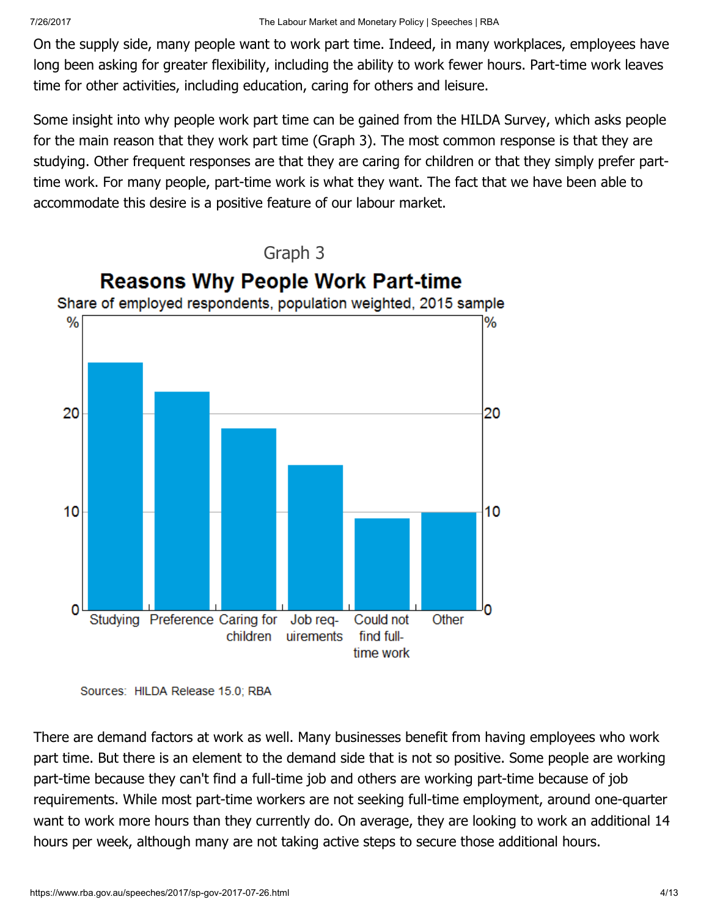On the supply side, many people want to work part time. Indeed, in many workplaces, employees have long been asking for greater flexibility, including the ability to work fewer hours. Part-time work leaves time for other activities, including education, caring for others and leisure.

Some insight into why people work part time can be gained from the HILDA Survey, which asks people for the main reason that they work part time (Graph 3). The most common response is that they are studying. Other frequent responses are that they are caring for children or that they simply prefer part-time work. For many people, part-time work is what they want. The fact that we have been able to accommodate this desire is a positive feature of our labour market.

Graph 3

**Reasons Why People Work Part-time**

Share of employed respondents, population weighted, 2015 sample

Sources: HILDA Release 15.0; RBA

There are demand factors at work as well. Many businesses benefit from having employees who work part time. But there is an element to the demand side that is not so positive. Some people are working part-time because they can't find a full-time job and others are working part-time because of job requirements. While most part-time workers are not seeking full-time employment, around one-quarter want to work more hours than they currently do. On average, they are looking to work an additional 14 hours per week, although many are not taking active steps to secure those additional hours.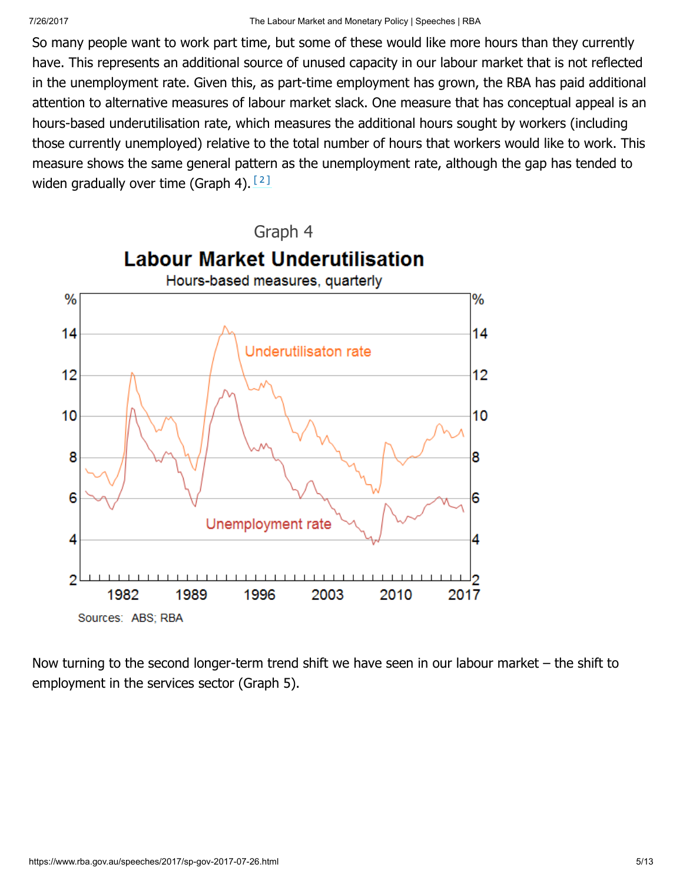So many people want to work part time, but some of these would like more hours than they currently have. This represents an additional source of unused capacity in our labour market that is not reflected in the unemployment rate. Given this, as part-time employment has grown, the RBA has paid additional attention to alternative measures of labour market slack. One measure that has conceptual appeal is an hours-based underutilisation rate, which measures the additional hours sought by workers (including those currently unemployed) relative to the total number of hours that workers would like to work. This measure shows the same general pattern as the unemployment rate, although the gap has tended to widen gradually over time (Graph 4). [2]

Graph 4

**Labour Market Underutilisation**

Hours-based measures, quarterly

Sources: ABS; RBA

Now turning to the second longer-term trend shift we have seen in our labour market – the shift to employment in the services sector (Graph 5).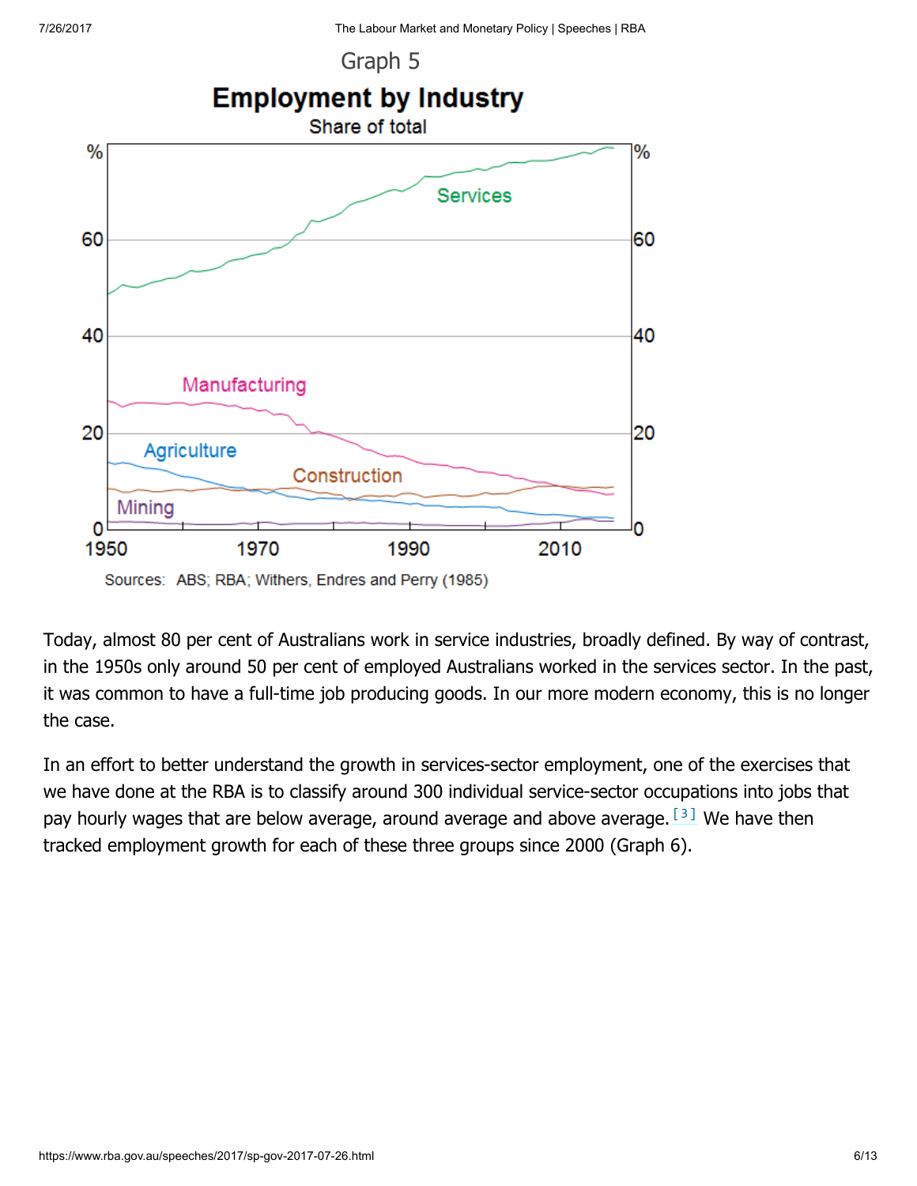Graph 5

**Employment by Industry**

Share of total

Sources: ABS; RBA; Withers, Endres and Perry (1985)

Today, almost 80 per cent of Australians work in service industries, broadly defined. By way of contrast, in the 1950s only around 50 per cent of employed Australians worked in the services sector. In the past, it was common to have a full-time job producing goods. In our more modern economy, this is no longer the case.

In an effort to better understand the growth in services-sector employment, one of the exercises that we have done at the RBA is to classify around 300 individual service-sector occupations into jobs that pay hourly wages that are below average, around average and above average.[3] We have then tracked employment growth for each of these three groups since 2000 (Graph 6).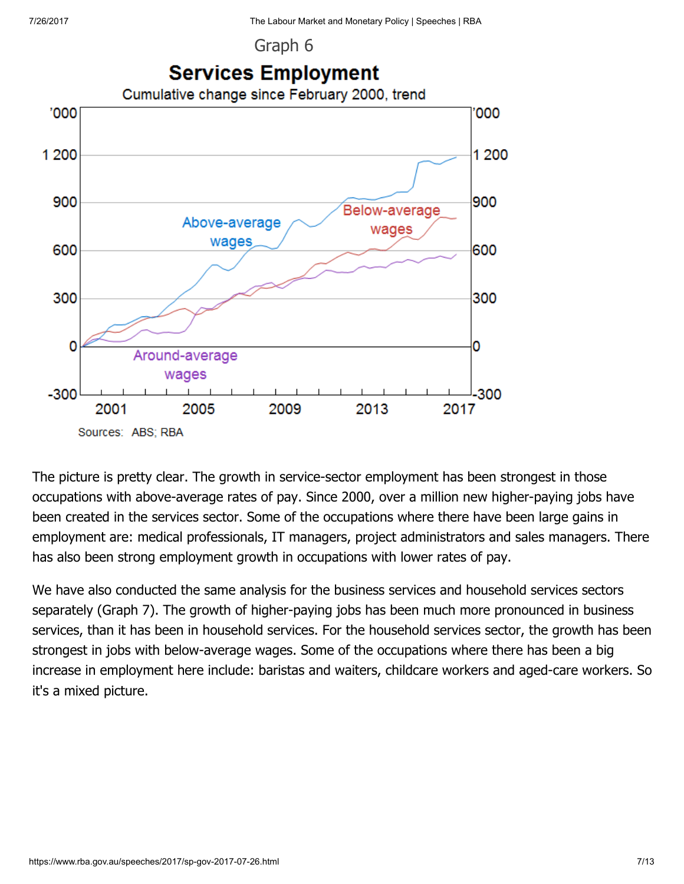Graph 6

**Services Employment**

Cumulative change since February 2000, trend

Sources: ABS; RBA

The picture is pretty clear. The growth in service-sector employment has been strongest in those occupations with above-average rates of pay. Since 2000, over a million new higher-paying jobs have been created in the services sector. Some of the occupations where there have been large gains in employment are: medical professionals, IT managers, project administrators and sales managers. There has also been strong employment growth in occupations with lower rates of pay.

We have also conducted the same analysis for the business services and household services sectors separately (Graph 7). The growth of higher-paying jobs has been much more pronounced in business services, than it has been in household services. For the household services sector, the growth has been strongest in jobs with below-average wages. Some of the occupations where there has been a big increase in employment here include: baristas and waiters, childcare workers and aged-care workers. So it's a mixed picture.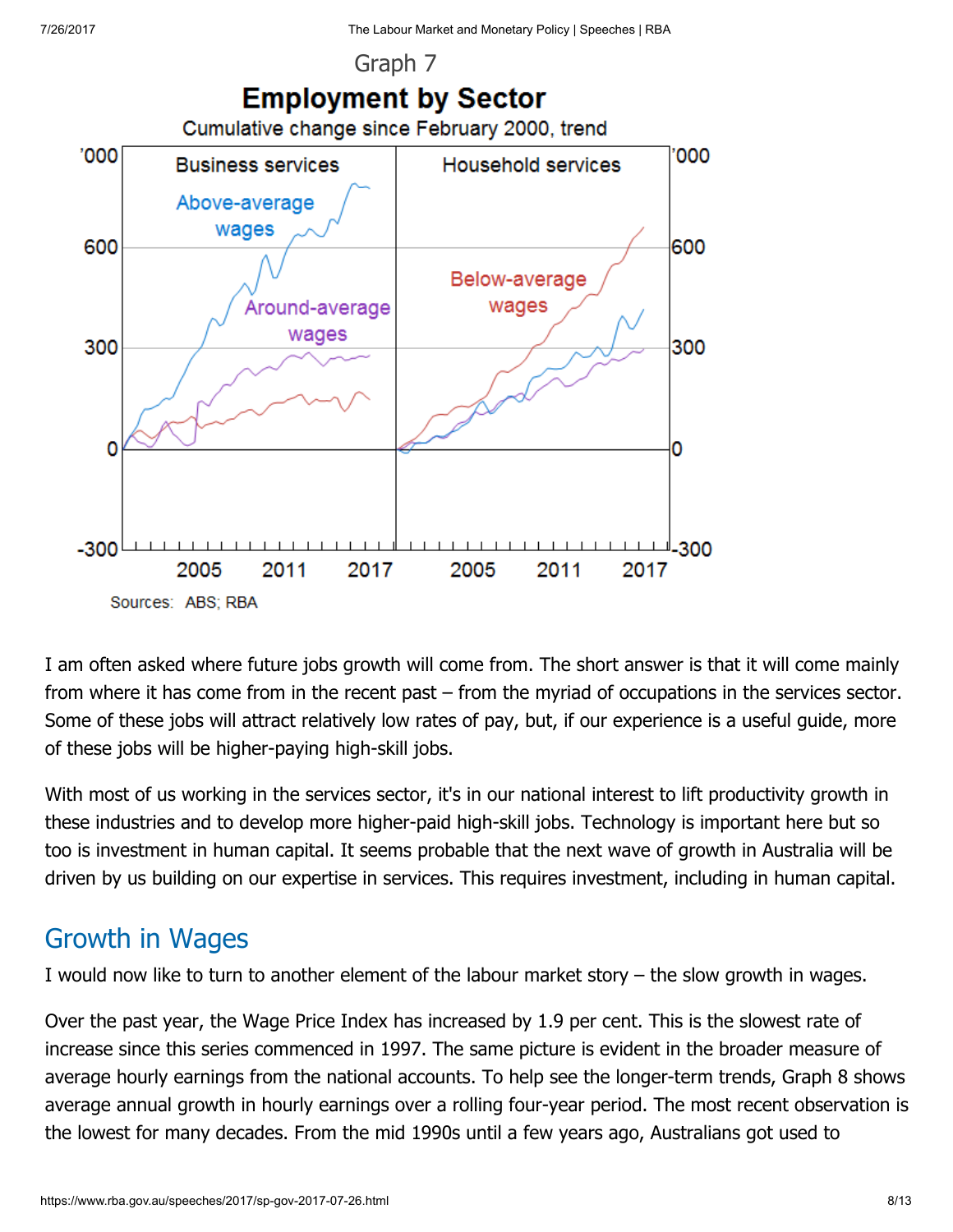Graph 7

**Employment by Sector**

Cumulative change since February 2000, trend

Sources: ABS; RBA

I am often asked where future jobs growth will come from. The short answer is that it will come mainly from where it has come from in the recent past – from the myriad of occupations in the services sector. Some of these jobs will attract relatively low rates of pay, but, if our experience is a useful guide, more of these jobs will be higher-paying high-skill jobs.

With most of us working in the services sector, it's in our national interest to lift productivity growth in these industries and to develop more higher-paid high-skill jobs. Technology is important here but so too is investment in human capital. It seems probable that the next wave of growth in Australia will be driven by us building on our expertise in services. This requires investment, including in human capital.

## Growth in Wages

I would now like to turn to another element of the labour market story – the slow growth in wages.

Over the past year, the Wage Price Index has increased by 1.9 per cent. This is the slowest rate of increase since this series commenced in 1997. The same picture is evident in the broader measure of average hourly earnings from the national accounts. To help see the longer-term trends, Graph 8 shows average annual growth in hourly earnings over a rolling four-year period. The most recent observation is the lowest for many decades. From the mid 1990s until a few years ago, Australians got used to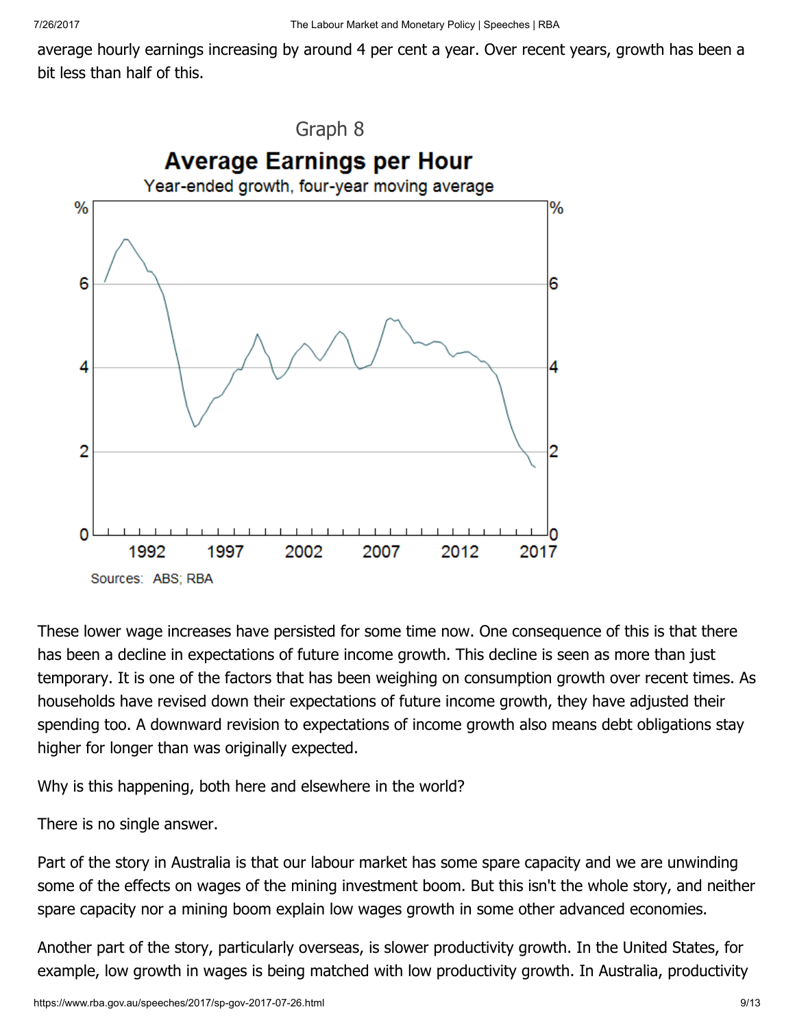average hourly earnings increasing by around 4 per cent a year. Over recent years, growth has been a bit less than half of this.

Graph 8

**Average Earnings per Hour**

Year-ended growth, four-year moving average

Sources: ABS; RBA

These lower wage increases have persisted for some time now. One consequence of this is that there has been a decline in expectations of future income growth. This decline is seen as more than just temporary. It is one of the factors that has been weighing on consumption growth over recent times. As households have revised down their expectations of future income growth, they have adjusted their spending too. A downward revision to expectations of income growth also means debt obligations stay higher for longer than was originally expected.

Why is this happening, both here and elsewhere in the world?

There is no single answer.

Part of the story in Australia is that our labour market has some spare capacity and we are unwinding some of the effects on wages of the mining investment boom. But this isn't the whole story, and neither spare capacity nor a mining boom explain low wages growth in some other advanced economies.

Another part of the story, particularly overseas, is slower productivity growth. In the United States, for example, low growth in wages is being matched with low productivity growth. In Australia, productivity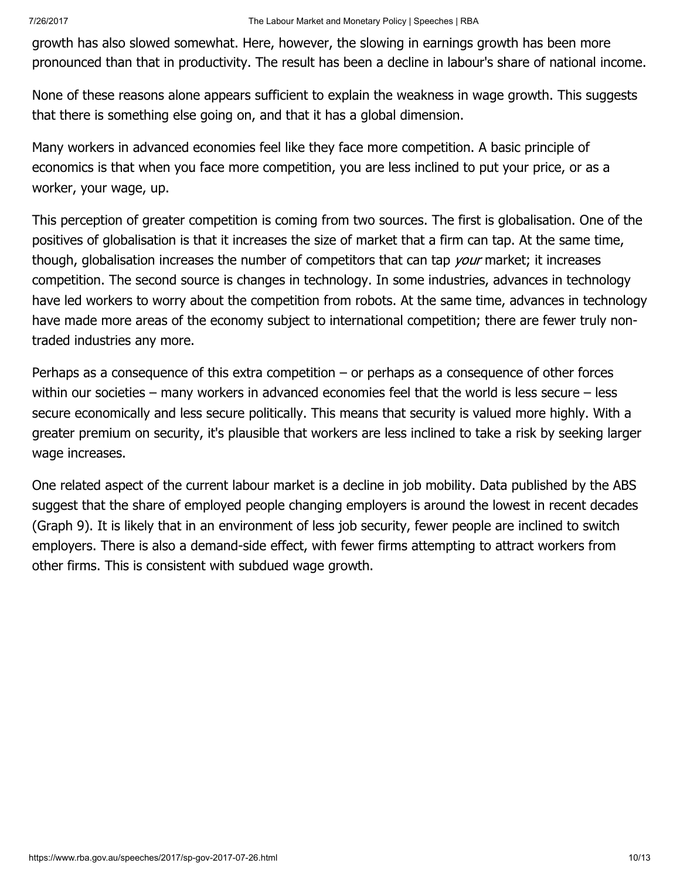growth has also slowed somewhat. Here, however, the slowing in earnings growth has been more pronounced than that in productivity. The result has been a decline in labour's share of national income.

None of these reasons alone appears sufficient to explain the weakness in wage growth. This suggests that there is something else going on, and that it has a global dimension.

Many workers in advanced economies feel like they face more competition. A basic principle of economics is that when you face more competition, you are less inclined to put your price, or as a worker, your wage, up.

This perception of greater competition is coming from two sources. The first is globalisation. One of the positives of globalisation is that it increases the size of market that a firm can tap. At the same time, though, globalisation increases the number of competitors that can tap *your* market; it increases competition. The second source is changes in technology. In some industries, advances in technology have led workers to worry about the competition from robots. At the same time, advances in technology have made more areas of the economy subject to international competition; there are fewer truly non-traded industries any more.

Perhaps as a consequence of this extra competition – or perhaps as a consequence of other forces within our societies – many workers in advanced economies feel that the world is less secure – less secure economically and less secure politically. This means that security is valued more highly. With a greater premium on security, it's plausible that workers are less inclined to take a risk by seeking larger wage increases.

One related aspect of the current labour market is a decline in job mobility. Data published by the ABS suggest that the share of employed people changing employers is around the lowest in recent decades (Graph 9). It is likely that in an environment of less job security, fewer people are inclined to switch employers. There is also a demand-side effect, with fewer firms attempting to attract workers from other firms. This is consistent with subdued wage growth.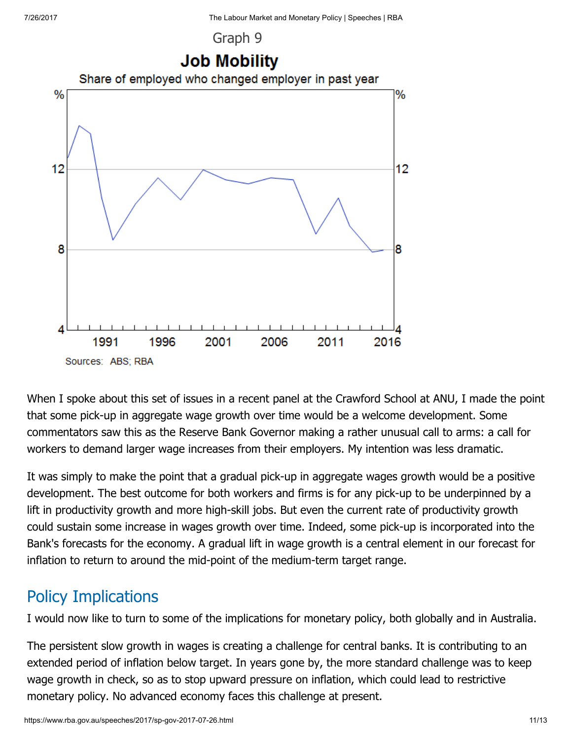Graph 9

**Job Mobility**

Share of employed who changed employer in past year

Sources: ABS; RBA

When I spoke about this set of issues in a recent panel at the Crawford School at ANU, I made the point that some pick-up in aggregate wage growth over time would be a welcome development. Some commentators saw this as the Reserve Bank Governor making a rather unusual call to arms: a call for workers to demand larger wage increases from their employers. My intention was less dramatic.

It was simply to make the point that a gradual pick-up in aggregate wages growth would be a positive development. The best outcome for both workers and firms is for any pick-up to be underpinned by a lift in productivity growth and more high-skill jobs. But even the current rate of productivity growth could sustain some increase in wages growth over time. Indeed, some pick-up is incorporated into the Bank's forecasts for the economy. A gradual lift in wage growth is a central element in our forecast for inflation to return to around the mid-point of the medium-term target range.

## Policy Implications

I would now like to turn to some of the implications for monetary policy, both globally and in Australia.

The persistent slow growth in wages is creating a challenge for central banks. It is contributing to an extended period of inflation below target. In years gone by, the more standard challenge was to keep wage growth in check, so as to stop upward pressure on inflation, which could lead to restrictive monetary policy. No advanced economy faces this challenge at present.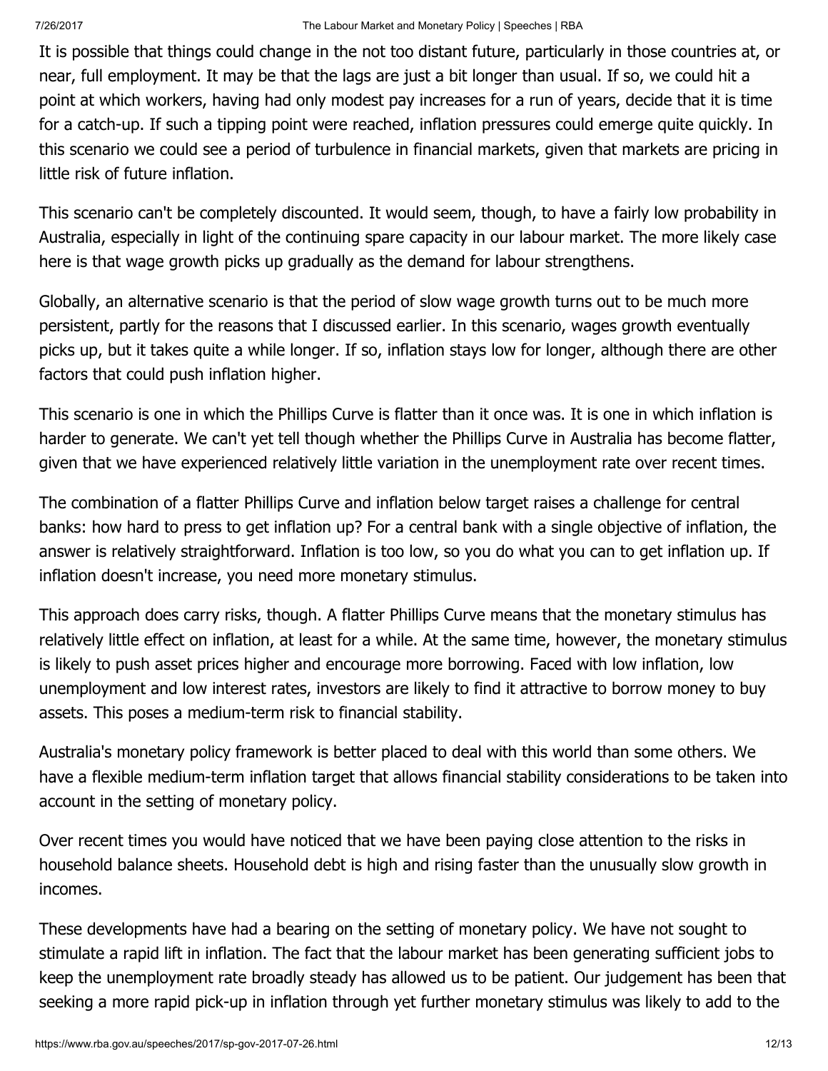It is possible that things could change in the not too distant future, particularly in those countries at, or near, full employment. It may be that the lags are just a bit longer than usual. If so, we could hit a point at which workers, having had only modest pay increases for a run of years, decide that it is time for a catch-up. If such a tipping point were reached, inflation pressures could emerge quite quickly. In this scenario we could see a period of turbulence in financial markets, given that markets are pricing in little risk of future inflation.

This scenario can't be completely discounted. It would seem, though, to have a fairly low probability in Australia, especially in light of the continuing spare capacity in our labour market. The more likely case here is that wage growth picks up gradually as the demand for labour strengthens.

Globally, an alternative scenario is that the period of slow wage growth turns out to be much more persistent, partly for the reasons that I discussed earlier. In this scenario, wages growth eventually picks up, but it takes quite a while longer. If so, inflation stays low for longer, although there are other factors that could push inflation higher.

This scenario is one in which the Phillips Curve is flatter than it once was. It is one in which inflation is harder to generate. We can't yet tell though whether the Phillips Curve in Australia has become flatter, given that we have experienced relatively little variation in the unemployment rate over recent times.

The combination of a flatter Phillips Curve and inflation below target raises a challenge for central banks: how hard to press to get inflation up? For a central bank with a single objective of inflation, the answer is relatively straightforward. Inflation is too low, so you do what you can to get inflation up. If inflation doesn't increase, you need more monetary stimulus.

This approach does carry risks, though. A flatter Phillips Curve means that the monetary stimulus has relatively little effect on inflation, at least for a while. At the same time, however, the monetary stimulus is likely to push asset prices higher and encourage more borrowing. Faced with low inflation, low unemployment and low interest rates, investors are likely to find it attractive to borrow money to buy assets. This poses a medium-term risk to financial stability.

Australia's monetary policy framework is better placed to deal with this world than some others. We have a flexible medium-term inflation target that allows financial stability considerations to be taken into account in the setting of monetary policy.

Over recent times you would have noticed that we have been paying close attention to the risks in household balance sheets. Household debt is high and rising faster than the unusually slow growth in incomes.

These developments have had a bearing on the setting of monetary policy. We have not sought to stimulate a rapid lift in inflation. The fact that the labour market has been generating sufficient jobs to keep the unemployment rate broadly steady has allowed us to be patient. Our judgement has been that seeking a more rapid pick-up in inflation through yet further monetary stimulus was likely to add to the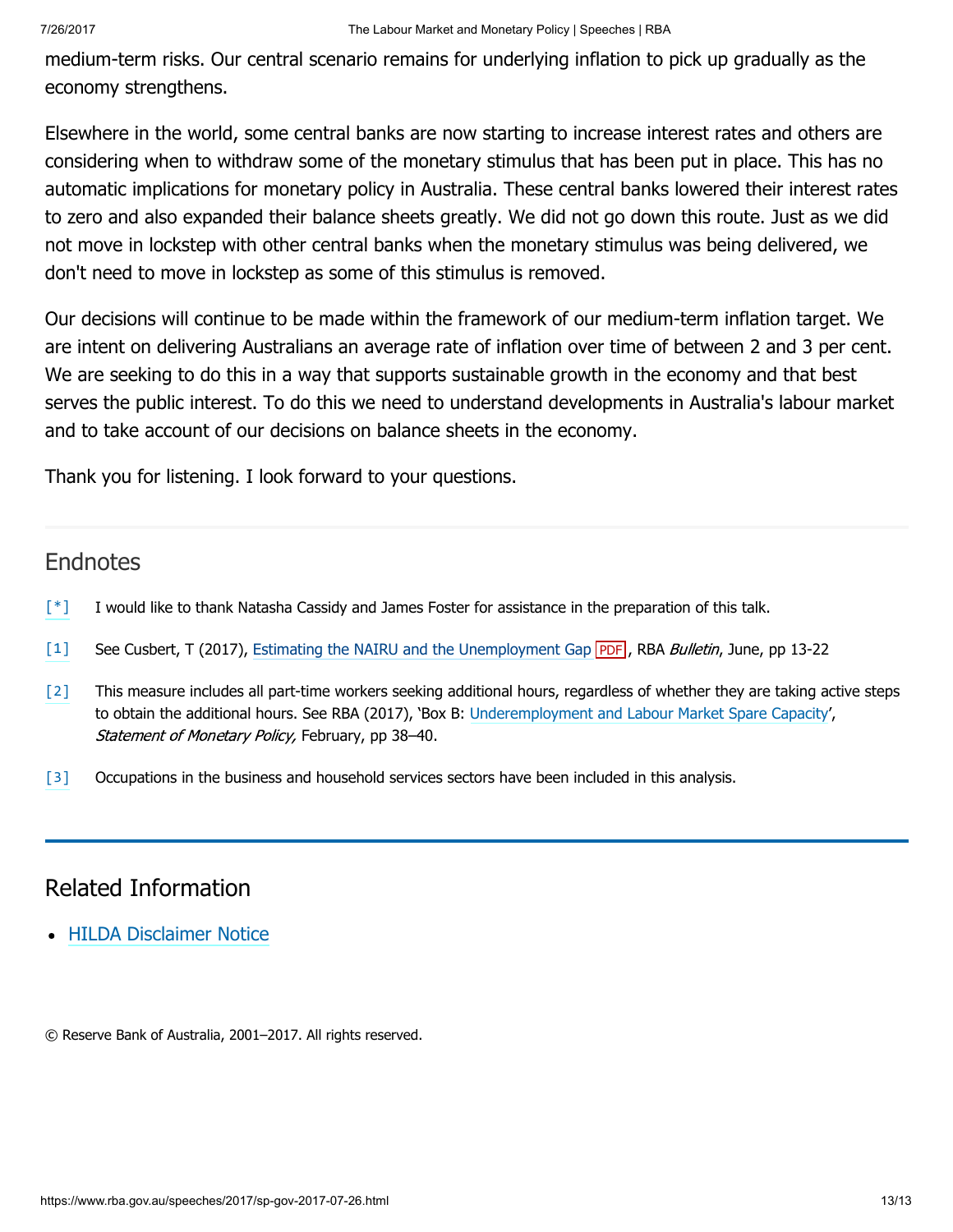medium-term risks. Our central scenario remains for underlying inflation to pick up gradually as the economy strengthens.

Elsewhere in the world, some central banks are now starting to increase interest rates and others are considering when to withdraw some of the monetary stimulus that has been put in place. This has no automatic implications for monetary policy in Australia. These central banks lowered their interest rates to zero and also expanded their balance sheets greatly. We did not go down this route. Just as we did not move in lockstep with other central banks when the monetary stimulus was being delivered, we don't need to move in lockstep as some of this stimulus is removed.

Our decisions will continue to be made within the framework of our medium-term inflation target. We are intent on delivering Australians an average rate of inflation over time of between 2 and 3 per cent. We are seeking to do this in a way that supports sustainable growth in the economy and that best serves the public interest. To do this we need to understand developments in Australia's labour market and to take account of our decisions on balance sheets in the economy.

Thank you for listening. I look forward to your questions.

## Endnotes

[*] I would like to thank Natasha Cassidy and James Foster for assistance in the preparation of this talk.

[1] See Cusbert, T (2017), Estimating the NAIRU and the Unemployment Gap PDF, RBA *Bulletin*, June, pp 13-22

[2] This measure includes all part-time workers seeking additional hours, regardless of whether they are taking active steps to obtain the additional hours. See RBA (2017), 'Box B: Underemployment and Labour Market Spare Capacity', *Statement of Monetary Policy,* February, pp 38–40.

[3] Occupations in the business and household services sectors have been included in this analysis.

## Related Information

- HILDA Disclaimer Notice

© Reserve Bank of Australia, 2001–2017. All rights reserved.